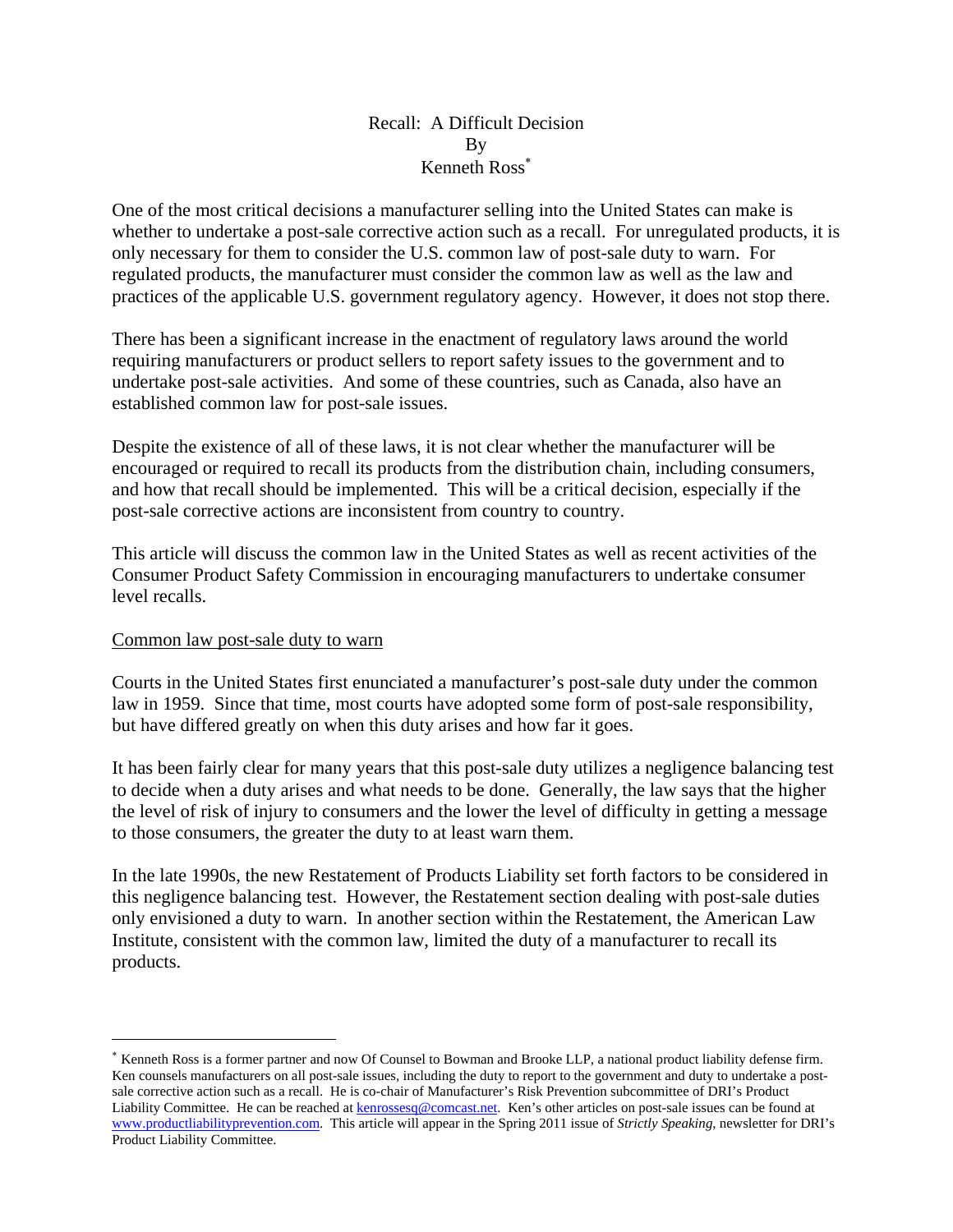# Recall: A Difficult Decision

By

Kenneth Ross[*]

One of the most critical decisions a manufacturer selling into the United States can make is whether to undertake a post-sale corrective action such as a recall. For unregulated products, it is only necessary for them to consider the U.S. common law of post-sale duty to warn. For regulated products, the manufacturer must consider the common law as well as the law and practices of the applicable U.S. government regulatory agency. However, it does not stop there.

There has been a significant increase in the enactment of regulatory laws around the world requiring manufacturers or product sellers to report safety issues to the government and to undertake post-sale activities. And some of these countries, such as Canada, also have an established common law for post-sale issues.

Despite the existence of all of these laws, it is not clear whether the manufacturer will be encouraged or required to recall its products from the distribution chain, including consumers, and how that recall should be implemented. This will be a critical decision, especially if the post-sale corrective actions are inconsistent from country to country.

This article will discuss the common law in the United States as well as recent activities of the Consumer Product Safety Commission in encouraging manufacturers to undertake consumer level recalls.

## Common law post-sale duty to warn

Courts in the United States first enunciated a manufacturer's post-sale duty under the common law in 1959. Since that time, most courts have adopted some form of post-sale responsibility, but have differed greatly on when this duty arises and how far it goes.

It has been fairly clear for many years that this post-sale duty utilizes a negligence balancing test to decide when a duty arises and what needs to be done. Generally, the law says that the higher the level of risk of injury to consumers and the lower the level of difficulty in getting a message to those consumers, the greater the duty to at least warn them.

In the late 1990s, the new Restatement of Products Liability set forth factors to be considered in this negligence balancing test. However, the Restatement section dealing with post-sale duties only envisioned a duty to warn. In another section within the Restatement, the American Law Institute, consistent with the common law, limited the duty of a manufacturer to recall its products.

---

[*] Kenneth Ross is a former partner and now Of Counsel to Bowman and Brooke LLP, a national product liability defense firm. Ken counsels manufacturers on all post-sale issues, including the duty to report to the government and duty to undertake a post-sale corrective action such as a recall. He is co-chair of Manufacturer's Risk Prevention subcommittee of DRI's Product Liability Committee. He can be reached at kenrossesq@comcast.net. Ken's other articles on post-sale issues can be found at www.productliabilityprevention.com. This article will appear in the Spring 2011 issue of *Strictly Speaking*, newsletter for DRI's Product Liability Committee.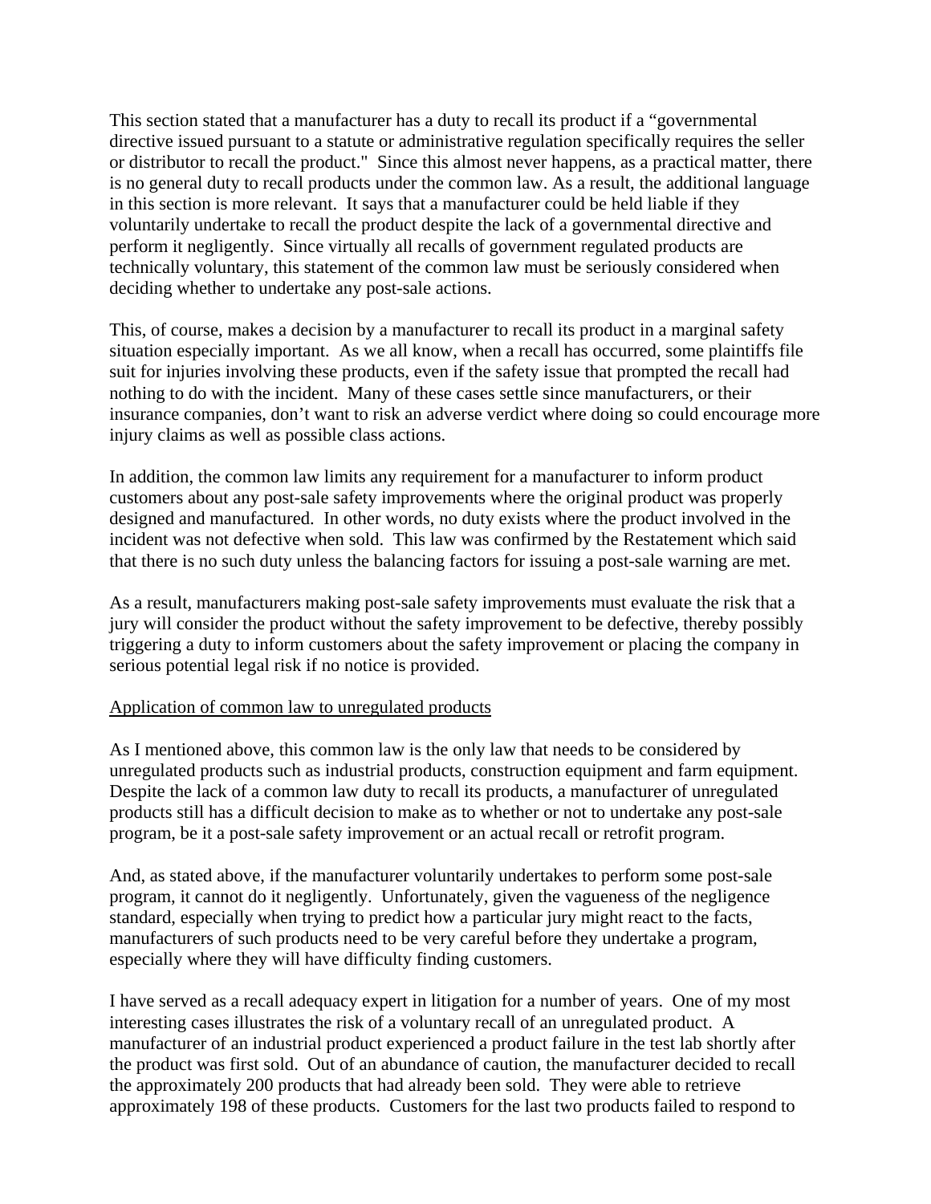This section stated that a manufacturer has a duty to recall its product if a "governmental directive issued pursuant to a statute or administrative regulation specifically requires the seller or distributor to recall the product." Since this almost never happens, as a practical matter, there is no general duty to recall products under the common law. As a result, the additional language in this section is more relevant. It says that a manufacturer could be held liable if they voluntarily undertake to recall the product despite the lack of a governmental directive and perform it negligently. Since virtually all recalls of government regulated products are technically voluntary, this statement of the common law must be seriously considered when deciding whether to undertake any post-sale actions.

This, of course, makes a decision by a manufacturer to recall its product in a marginal safety situation especially important. As we all know, when a recall has occurred, some plaintiffs file suit for injuries involving these products, even if the safety issue that prompted the recall had nothing to do with the incident. Many of these cases settle since manufacturers, or their insurance companies, don't want to risk an adverse verdict where doing so could encourage more injury claims as well as possible class actions.

In addition, the common law limits any requirement for a manufacturer to inform product customers about any post-sale safety improvements where the original product was properly designed and manufactured. In other words, no duty exists where the product involved in the incident was not defective when sold. This law was confirmed by the Restatement which said that there is no such duty unless the balancing factors for issuing a post-sale warning are met.

As a result, manufacturers making post-sale safety improvements must evaluate the risk that a jury will consider the product without the safety improvement to be defective, thereby possibly triggering a duty to inform customers about the safety improvement or placing the company in serious potential legal risk if no notice is provided.

<u>Application of common law to unregulated products</u>

As I mentioned above, this common law is the only law that needs to be considered by unregulated products such as industrial products, construction equipment and farm equipment. Despite the lack of a common law duty to recall its products, a manufacturer of unregulated products still has a difficult decision to make as to whether or not to undertake any post-sale program, be it a post-sale safety improvement or an actual recall or retrofit program.

And, as stated above, if the manufacturer voluntarily undertakes to perform some post-sale program, it cannot do it negligently. Unfortunately, given the vagueness of the negligence standard, especially when trying to predict how a particular jury might react to the facts, manufacturers of such products need to be very careful before they undertake a program, especially where they will have difficulty finding customers.

I have served as a recall adequacy expert in litigation for a number of years. One of my most interesting cases illustrates the risk of a voluntary recall of an unregulated product. A manufacturer of an industrial product experienced a product failure in the test lab shortly after the product was first sold. Out of an abundance of caution, the manufacturer decided to recall the approximately 200 products that had already been sold. They were able to retrieve approximately 198 of these products. Customers for the last two products failed to respond to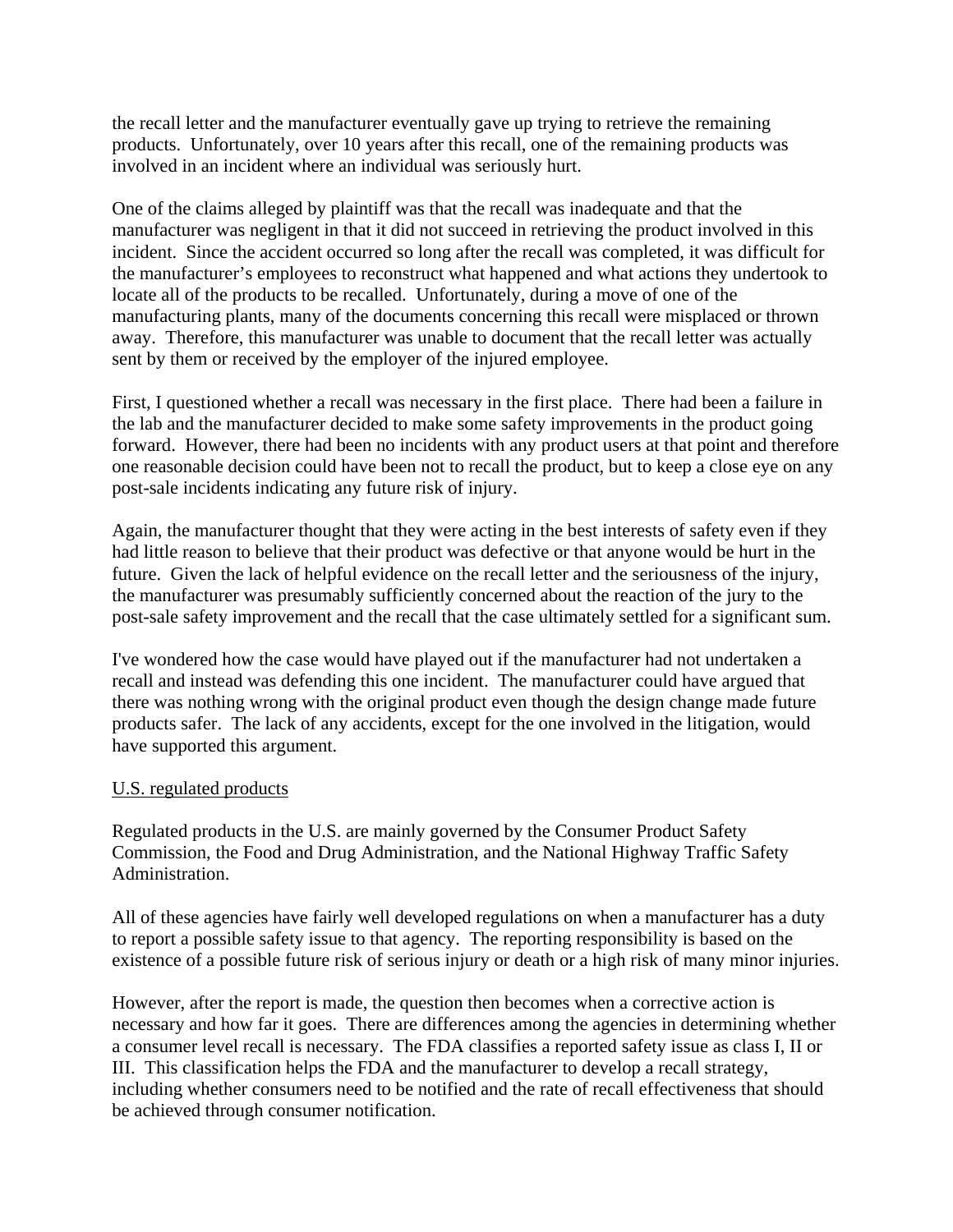the recall letter and the manufacturer eventually gave up trying to retrieve the remaining products. Unfortunately, over 10 years after this recall, one of the remaining products was involved in an incident where an individual was seriously hurt.

One of the claims alleged by plaintiff was that the recall was inadequate and that the manufacturer was negligent in that it did not succeed in retrieving the product involved in this incident. Since the accident occurred so long after the recall was completed, it was difficult for the manufacturer's employees to reconstruct what happened and what actions they undertook to locate all of the products to be recalled. Unfortunately, during a move of one of the manufacturing plants, many of the documents concerning this recall were misplaced or thrown away. Therefore, this manufacturer was unable to document that the recall letter was actually sent by them or received by the employer of the injured employee.

First, I questioned whether a recall was necessary in the first place. There had been a failure in the lab and the manufacturer decided to make some safety improvements in the product going forward. However, there had been no incidents with any product users at that point and therefore one reasonable decision could have been not to recall the product, but to keep a close eye on any post-sale incidents indicating any future risk of injury.

Again, the manufacturer thought that they were acting in the best interests of safety even if they had little reason to believe that their product was defective or that anyone would be hurt in the future. Given the lack of helpful evidence on the recall letter and the seriousness of the injury, the manufacturer was presumably sufficiently concerned about the reaction of the jury to the post-sale safety improvement and the recall that the case ultimately settled for a significant sum.

I've wondered how the case would have played out if the manufacturer had not undertaken a recall and instead was defending this one incident. The manufacturer could have argued that there was nothing wrong with the original product even though the design change made future products safer. The lack of any accidents, except for the one involved in the litigation, would have supported this argument.

<u>U.S. regulated products</u>

Regulated products in the U.S. are mainly governed by the Consumer Product Safety Commission, the Food and Drug Administration, and the National Highway Traffic Safety Administration.

All of these agencies have fairly well developed regulations on when a manufacturer has a duty to report a possible safety issue to that agency. The reporting responsibility is based on the existence of a possible future risk of serious injury or death or a high risk of many minor injuries.

However, after the report is made, the question then becomes when a corrective action is necessary and how far it goes. There are differences among the agencies in determining whether a consumer level recall is necessary. The FDA classifies a reported safety issue as class I, II or III. This classification helps the FDA and the manufacturer to develop a recall strategy, including whether consumers need to be notified and the rate of recall effectiveness that should be achieved through consumer notification.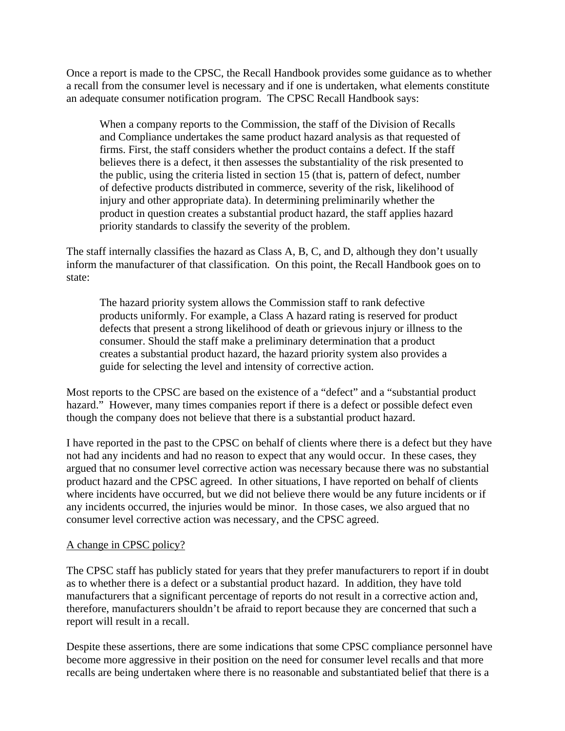Once a report is made to the CPSC, the Recall Handbook provides some guidance as to whether a recall from the consumer level is necessary and if one is undertaken, what elements constitute an adequate consumer notification program. The CPSC Recall Handbook says:

> When a company reports to the Commission, the staff of the Division of Recalls and Compliance undertakes the same product hazard analysis as that requested of firms. First, the staff considers whether the product contains a defect. If the staff believes there is a defect, it then assesses the substantiality of the risk presented to the public, using the criteria listed in section 15 (that is, pattern of defect, number of defective products distributed in commerce, severity of the risk, likelihood of injury and other appropriate data). In determining preliminarily whether the product in question creates a substantial product hazard, the staff applies hazard priority standards to classify the severity of the problem.

The staff internally classifies the hazard as Class A, B, C, and D, although they don't usually inform the manufacturer of that classification. On this point, the Recall Handbook goes on to state:

> The hazard priority system allows the Commission staff to rank defective products uniformly. For example, a Class A hazard rating is reserved for product defects that present a strong likelihood of death or grievous injury or illness to the consumer. Should the staff make a preliminary determination that a product creates a substantial product hazard, the hazard priority system also provides a guide for selecting the level and intensity of corrective action.

Most reports to the CPSC are based on the existence of a "defect" and a "substantial product hazard." However, many times companies report if there is a defect or possible defect even though the company does not believe that there is a substantial product hazard.

I have reported in the past to the CPSC on behalf of clients where there is a defect but they have not had any incidents and had no reason to expect that any would occur. In these cases, they argued that no consumer level corrective action was necessary because there was no substantial product hazard and the CPSC agreed. In other situations, I have reported on behalf of clients where incidents have occurred, but we did not believe there would be any future incidents or if any incidents occurred, the injuries would be minor. In those cases, we also argued that no consumer level corrective action was necessary, and the CPSC agreed.

<u>A change in CPSC policy?</u>

The CPSC staff has publicly stated for years that they prefer manufacturers to report if in doubt as to whether there is a defect or a substantial product hazard. In addition, they have told manufacturers that a significant percentage of reports do not result in a corrective action and, therefore, manufacturers shouldn't be afraid to report because they are concerned that such a report will result in a recall.

Despite these assertions, there are some indications that some CPSC compliance personnel have become more aggressive in their position on the need for consumer level recalls and that more recalls are being undertaken where there is no reasonable and substantiated belief that there is a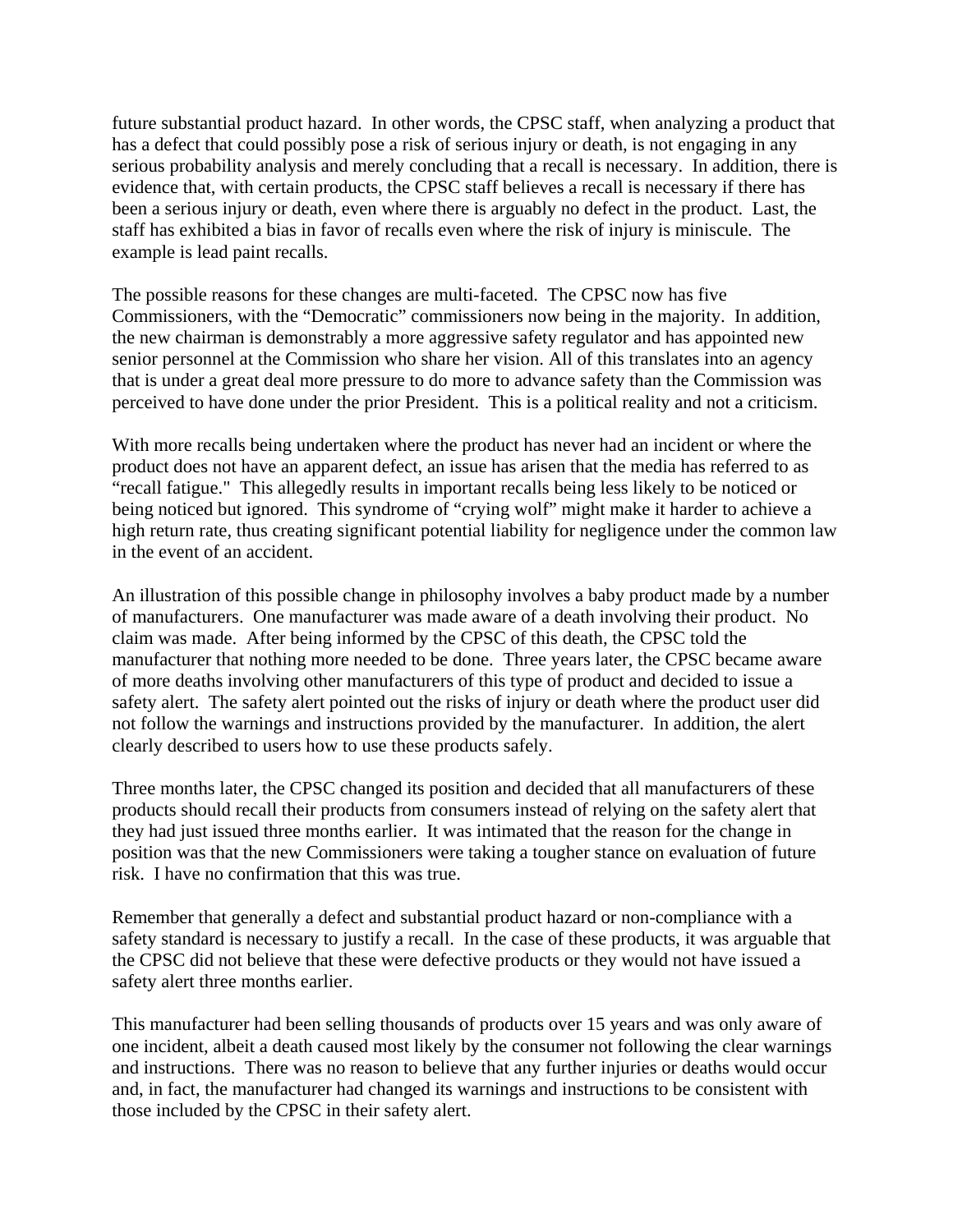future substantial product hazard. In other words, the CPSC staff, when analyzing a product that has a defect that could possibly pose a risk of serious injury or death, is not engaging in any serious probability analysis and merely concluding that a recall is necessary. In addition, there is evidence that, with certain products, the CPSC staff believes a recall is necessary if there has been a serious injury or death, even where there is arguably no defect in the product. Last, the staff has exhibited a bias in favor of recalls even where the risk of injury is miniscule. The example is lead paint recalls.

The possible reasons for these changes are multi-faceted. The CPSC now has five Commissioners, with the "Democratic" commissioners now being in the majority. In addition, the new chairman is demonstrably a more aggressive safety regulator and has appointed new senior personnel at the Commission who share her vision. All of this translates into an agency that is under a great deal more pressure to do more to advance safety than the Commission was perceived to have done under the prior President. This is a political reality and not a criticism.

With more recalls being undertaken where the product has never had an incident or where the product does not have an apparent defect, an issue has arisen that the media has referred to as "recall fatigue." This allegedly results in important recalls being less likely to be noticed or being noticed but ignored. This syndrome of "crying wolf" might make it harder to achieve a high return rate, thus creating significant potential liability for negligence under the common law in the event of an accident.

An illustration of this possible change in philosophy involves a baby product made by a number of manufacturers. One manufacturer was made aware of a death involving their product. No claim was made. After being informed by the CPSC of this death, the CPSC told the manufacturer that nothing more needed to be done. Three years later, the CPSC became aware of more deaths involving other manufacturers of this type of product and decided to issue a safety alert. The safety alert pointed out the risks of injury or death where the product user did not follow the warnings and instructions provided by the manufacturer. In addition, the alert clearly described to users how to use these products safely.

Three months later, the CPSC changed its position and decided that all manufacturers of these products should recall their products from consumers instead of relying on the safety alert that they had just issued three months earlier. It was intimated that the reason for the change in position was that the new Commissioners were taking a tougher stance on evaluation of future risk. I have no confirmation that this was true.

Remember that generally a defect and substantial product hazard or non-compliance with a safety standard is necessary to justify a recall. In the case of these products, it was arguable that the CPSC did not believe that these were defective products or they would not have issued a safety alert three months earlier.

This manufacturer had been selling thousands of products over 15 years and was only aware of one incident, albeit a death caused most likely by the consumer not following the clear warnings and instructions. There was no reason to believe that any further injuries or deaths would occur and, in fact, the manufacturer had changed its warnings and instructions to be consistent with those included by the CPSC in their safety alert.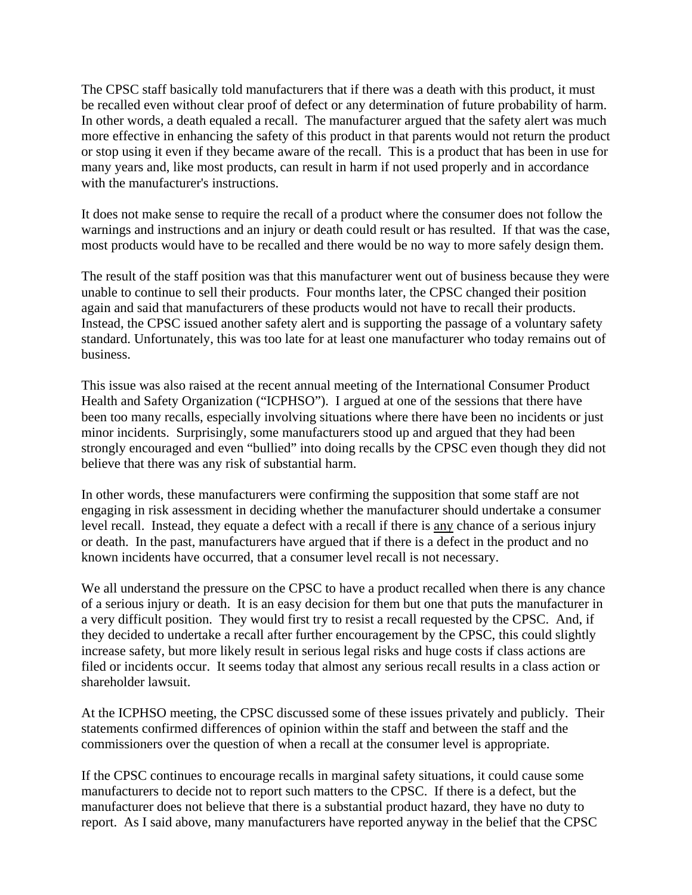The CPSC staff basically told manufacturers that if there was a death with this product, it must be recalled even without clear proof of defect or any determination of future probability of harm. In other words, a death equaled a recall. The manufacturer argued that the safety alert was much more effective in enhancing the safety of this product in that parents would not return the product or stop using it even if they became aware of the recall. This is a product that has been in use for many years and, like most products, can result in harm if not used properly and in accordance with the manufacturer's instructions.

It does not make sense to require the recall of a product where the consumer does not follow the warnings and instructions and an injury or death could result or has resulted. If that was the case, most products would have to be recalled and there would be no way to more safely design them.

The result of the staff position was that this manufacturer went out of business because they were unable to continue to sell their products. Four months later, the CPSC changed their position again and said that manufacturers of these products would not have to recall their products. Instead, the CPSC issued another safety alert and is supporting the passage of a voluntary safety standard. Unfortunately, this was too late for at least one manufacturer who today remains out of business.

This issue was also raised at the recent annual meeting of the International Consumer Product Health and Safety Organization ("ICPHSO"). I argued at one of the sessions that there have been too many recalls, especially involving situations where there have been no incidents or just minor incidents. Surprisingly, some manufacturers stood up and argued that they had been strongly encouraged and even "bullied" into doing recalls by the CPSC even though they did not believe that there was any risk of substantial harm.

In other words, these manufacturers were confirming the supposition that some staff are not engaging in risk assessment in deciding whether the manufacturer should undertake a consumer level recall. Instead, they equate a defect with a recall if there is <u>any</u> chance of a serious injury or death. In the past, manufacturers have argued that if there is a defect in the product and no known incidents have occurred, that a consumer level recall is not necessary.

We all understand the pressure on the CPSC to have a product recalled when there is any chance of a serious injury or death. It is an easy decision for them but one that puts the manufacturer in a very difficult position. They would first try to resist a recall requested by the CPSC. And, if they decided to undertake a recall after further encouragement by the CPSC, this could slightly increase safety, but more likely result in serious legal risks and huge costs if class actions are filed or incidents occur. It seems today that almost any serious recall results in a class action or shareholder lawsuit.

At the ICPHSO meeting, the CPSC discussed some of these issues privately and publicly. Their statements confirmed differences of opinion within the staff and between the staff and the commissioners over the question of when a recall at the consumer level is appropriate.

If the CPSC continues to encourage recalls in marginal safety situations, it could cause some manufacturers to decide not to report such matters to the CPSC. If there is a defect, but the manufacturer does not believe that there is a substantial product hazard, they have no duty to report. As I said above, many manufacturers have reported anyway in the belief that the CPSC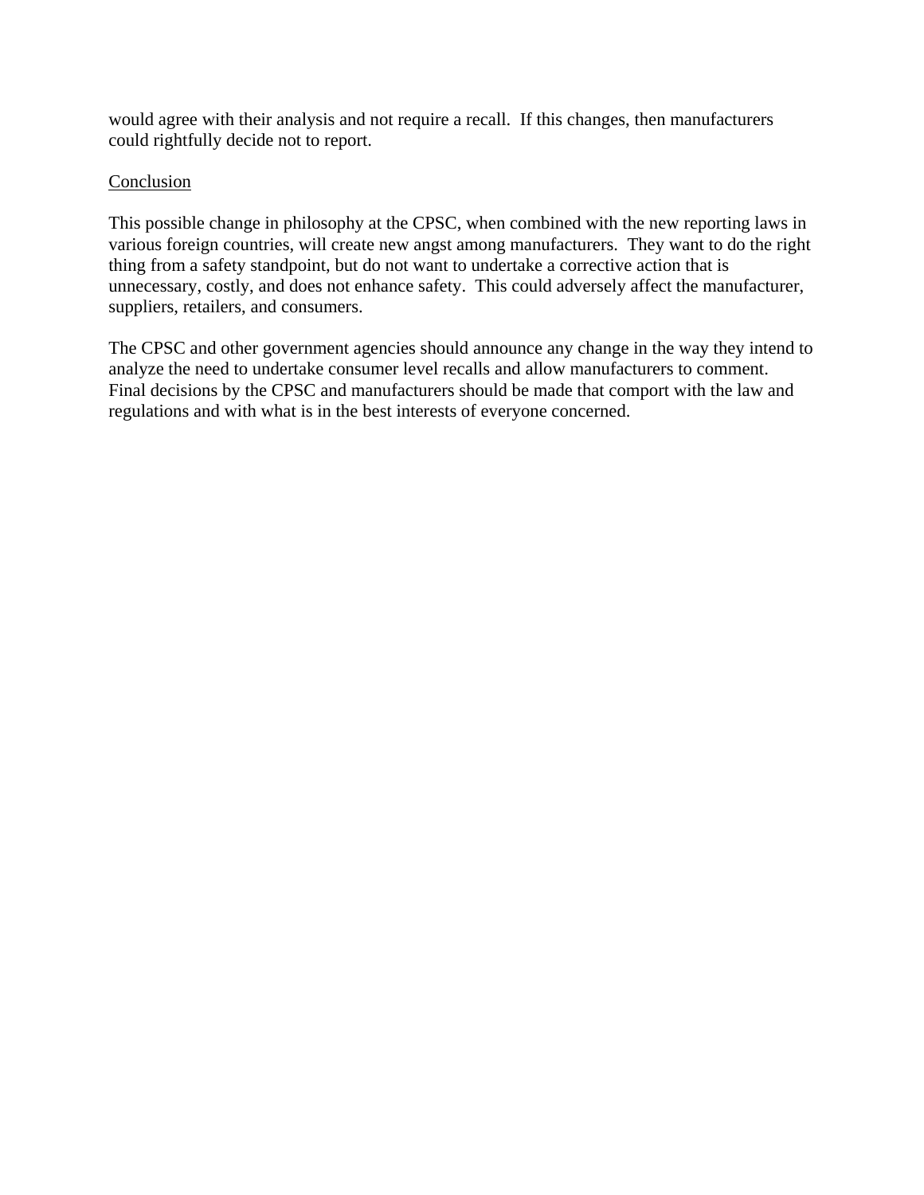would agree with their analysis and not require a recall. If this changes, then manufacturers could rightfully decide not to report.

## Conclusion

This possible change in philosophy at the CPSC, when combined with the new reporting laws in various foreign countries, will create new angst among manufacturers. They want to do the right thing from a safety standpoint, but do not want to undertake a corrective action that is unnecessary, costly, and does not enhance safety. This could adversely affect the manufacturer, suppliers, retailers, and consumers.

The CPSC and other government agencies should announce any change in the way they intend to analyze the need to undertake consumer level recalls and allow manufacturers to comment. Final decisions by the CPSC and manufacturers should be made that comport with the law and regulations and with what is in the best interests of everyone concerned.